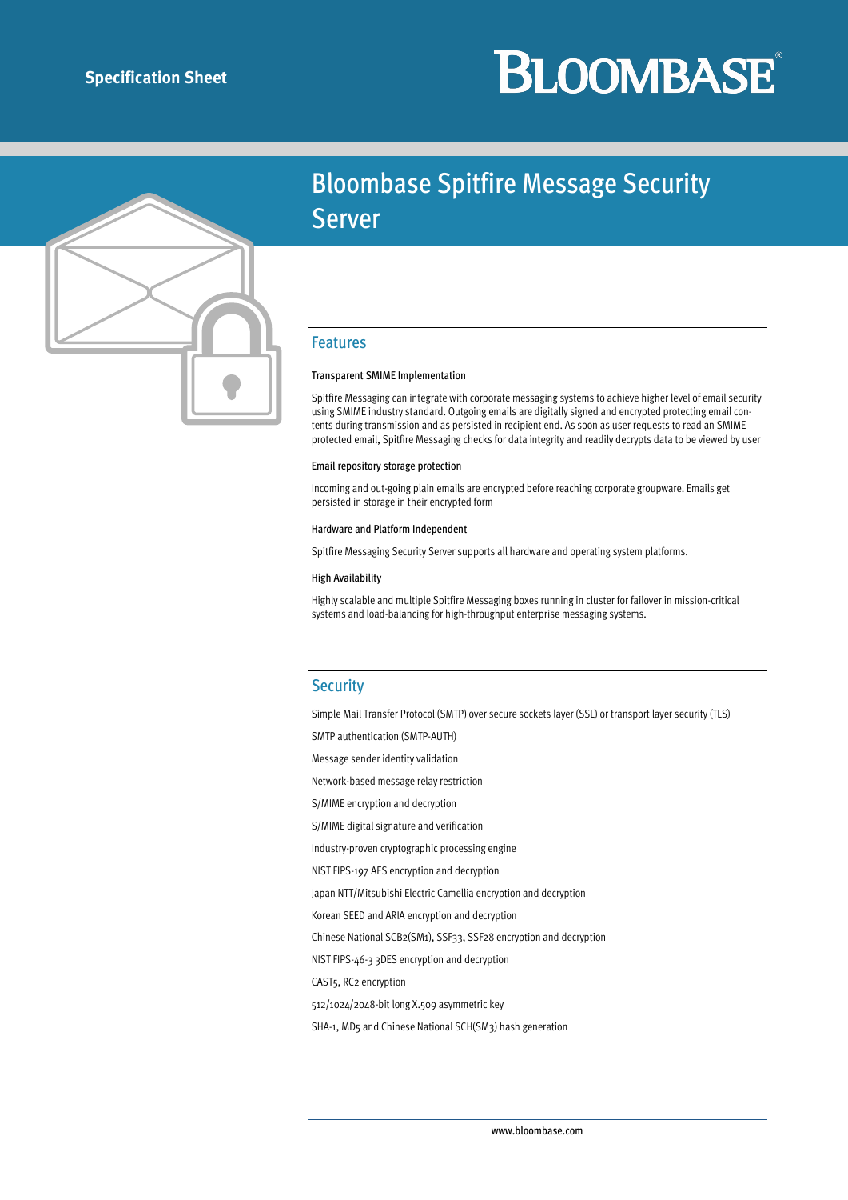Specification Sheet

BLOOMBASE

# Bloombase Spitfire Message Security Server

## Features

### Transparent SMIME Implementation

Spitfire Messaging can integrate with corporate messaging systems to achieve higher level of email security using SMIME industry standard. Outgoing emails are digitally signed and encrypted protecting email contents during transmission and as persisted in recipient end. As soon as user requests to read an SMIME protected email, Spitfire Messaging checks for data integrity and readily decrypts data to be viewed by user

### Email repository storage protection

Incoming and out-going plain emails are encrypted before reaching corporate groupware. Emails get persisted in storage in their encrypted form

### Hardware and Platform Independent

Spitfire Messaging Security Server supports all hardware and operating system platforms.

### High Availability

Highly scalable and multiple Spitfire Messaging boxes running in cluster for failover in mission-critical systems and load-balancing for high-throughput enterprise messaging systems.

## Security

Simple Mail Transfer Protocol (SMTP) over secure sockets layer (SSL) or transport layer security (TLS)

SMTP authentication (SMTP-AUTH)

Message sender identity validation

Network-based message relay restriction

S/MIME encryption and decryption

S/MIME digital signature and verification

Industry-proven cryptographic processing engine

NIST FIPS-197 AES encryption and decryption

Japan NTT/Mitsubishi Electric Camellia encryption and decryption

Korean SEED and ARIA encryption and decryption

Chinese National SCB2(SM1), SSF33, SSF28 encryption and decryption

NIST FIPS-46-3 3DES encryption and decryption

CAST5, RC2 encryption

512/1024/2048-bit long X.509 asymmetric key

SHA-1, MD5 and Chinese National SCH(SM3) hash generation

www.bloombase.com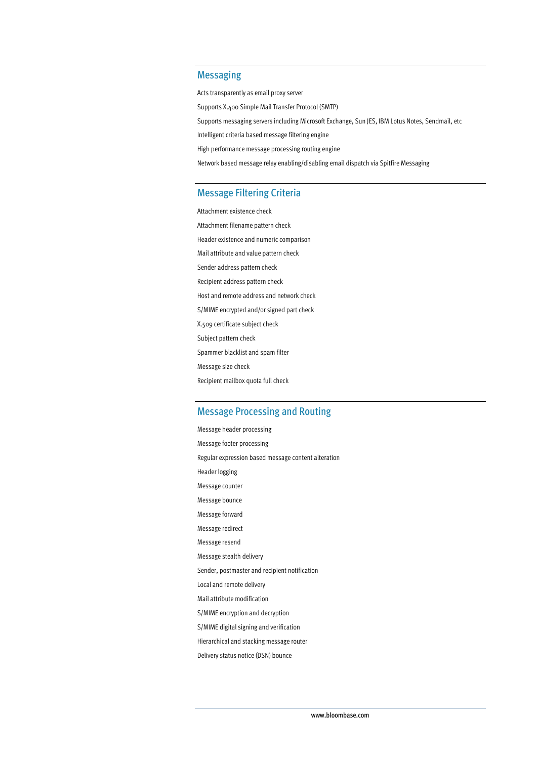## Messaging

Acts transparently as email proxy server

Supports X.400 Simple Mail Transfer Protocol (SMTP)

Supports messaging servers including Microsoft Exchange, Sun JES, IBM Lotus Notes, Sendmail, etc

Intelligent criteria based message filtering engine

High performance message processing routing engine

Network based message relay enabling/disabling email dispatch via Spitfire Messaging

## Message Filtering Criteria

Attachment existence check

Attachment filename pattern check

Header existence and numeric comparison

Mail attribute and value pattern check

Sender address pattern check

Recipient address pattern check

Host and remote address and network check

S/MIME encrypted and/or signed part check

X.509 certificate subject check

Subject pattern check

Spammer blacklist and spam filter

Message size check

Recipient mailbox quota full check

## Message Processing and Routing

Message header processing

Message footer processing

Regular expression based message content alteration

Header logging

Message counter

Message bounce

Message forward

Message redirect

Message resend

Message stealth delivery

Sender, postmaster and recipient notification

Local and remote delivery

Mail attribute modification

S/MIME encryption and decryption

S/MIME digital signing and verification

Hierarchical and stacking message router

Delivery status notice (DSN) bounce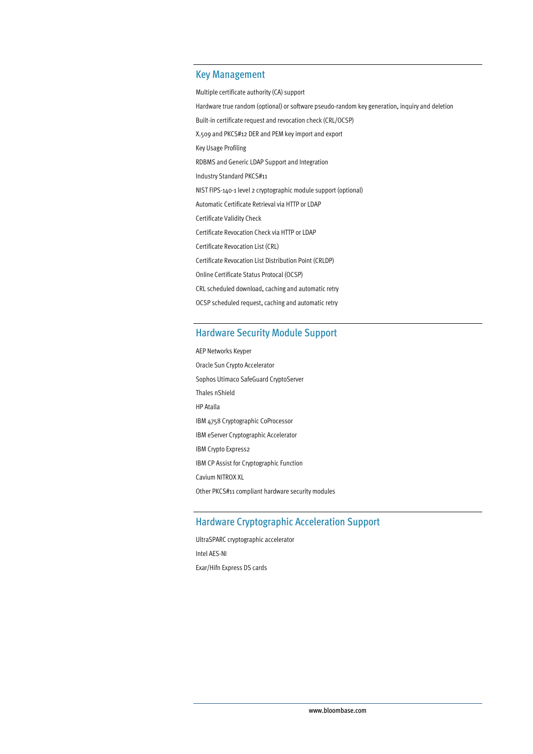## Key Management

Multiple certificate authority (CA) support

Hardware true random (optional) or software pseudo-random key generation, inquiry and deletion

Built-in certificate request and revocation check (CRL/OCSP)

X.509 and PKCS#12 DER and PEM key import and export

Key Usage Profiling

RDBMS and Generic LDAP Support and Integration

Industry Standard PKCS#11

NIST FIPS-140-1 level 2 cryptographic module support (optional)

Automatic Certificate Retrieval via HTTP or LDAP

Certificate Validity Check

Certificate Revocation Check via HTTP or LDAP

Certificate Revocation List (CRL)

Certificate Revocation List Distribution Point (CRLDP)

Online Certificate Status Protocol (OCSP)

CRL scheduled download, caching and automatic retry

OCSP scheduled request, caching and automatic retry

## Hardware Security Module Support

AEP Networks Keyper

Oracle Sun Crypto Accelerator

Sophos Utimaco SafeGuard CryptoServer

Thales nShield

HP Atalla

IBM 4758 Cryptographic CoProcessor

IBM eServer Cryptographic Accelerator

IBM Crypto Express2

IBM CP Assist for Cryptographic Function

Cavium NITROX XL

Other PKCS#11 compliant hardware security modules

## Hardware Cryptographic Acceleration Support

UltraSPARC cryptographic accelerator

Intel AES-NI

Exar/Hifn Express DS cards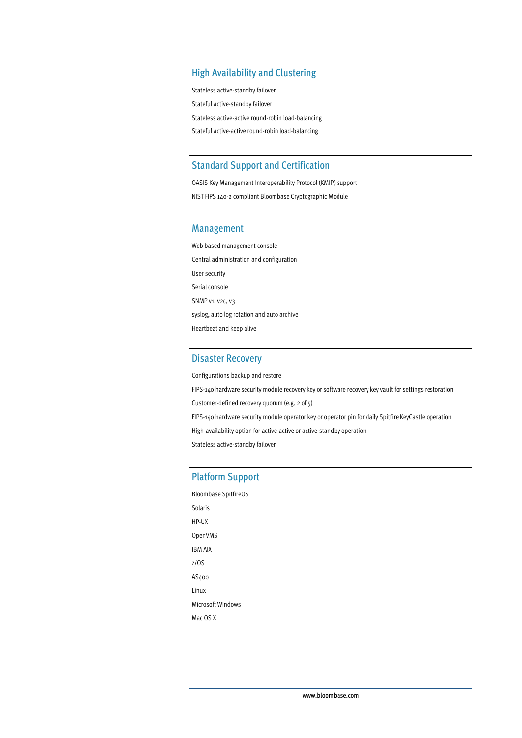## High Availability and Clustering

Stateless active-standby failover

Stateful active-standby failover

Stateless active-active round-robin load-balancing

Stateful active-active round-robin load-balancing

## Standard Support and Certification

OASIS Key Management Interoperability Protocol (KMIP) support

NIST FIPS 140-2 compliant Bloombase Cryptographic Module

## Management

Web based management console

Central administration and configuration

User security

Serial console

SNMP v1, v2c, v3

syslog, auto log rotation and auto archive

Heartbeat and keep alive

## Disaster Recovery

Configurations backup and restore

FIPS-140 hardware security module recovery key or software recovery key vault for settings restoration

Customer-defined recovery quorum (e.g. 2 of 5)

FIPS-140 hardware security module operator key or operator pin for daily Spitfire KeyCastle operation

High-availability option for active-active or active-standby operation

Stateless active-standby failover

## Platform Support

Bloombase SpitfireOS

Solaris

HP-UX

OpenVMS

IBM AIX

z/OS

AS400

Linux

Microsoft Windows

Mac OS X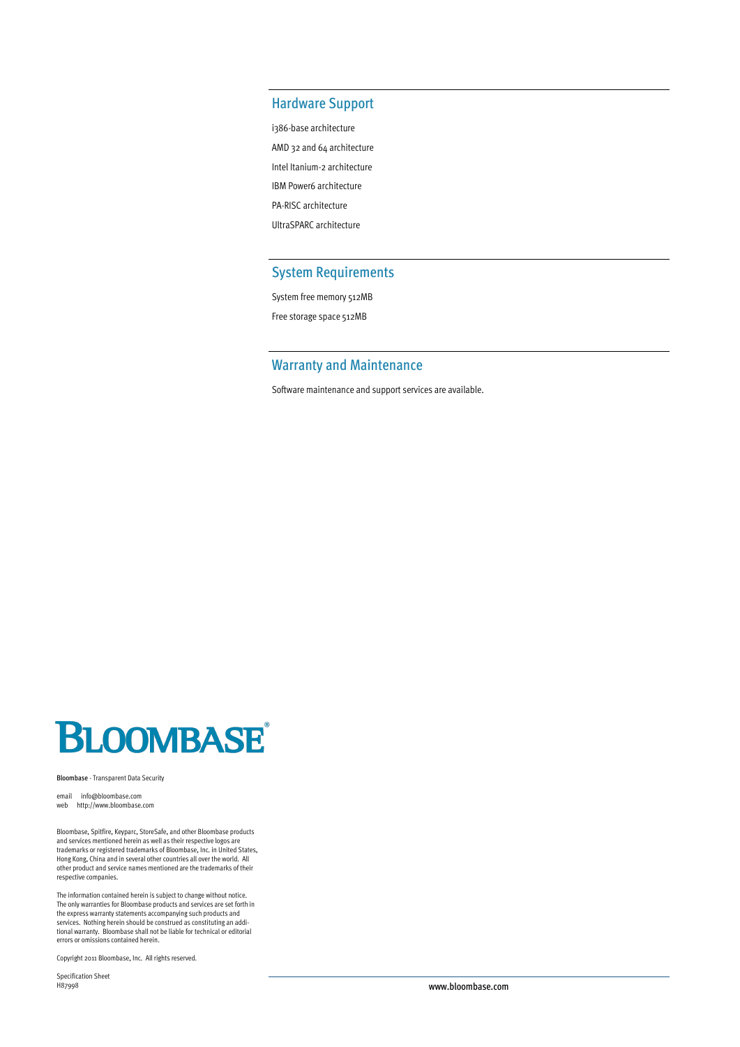## Hardware Support

i386-base architecture

AMD 32 and 64 architecture

Intel Itanium-2 architecture

IBM Power6 architecture

PA-RISC architecture

UltraSPARC architecture

## System Requirements

System free memory 512MB

Free storage space 512MB

## Warranty and Maintenance

Software maintenance and support services are available.

BLOOMBASE®

**Bloombase** - Transparent Data Security

email info@bloombase.com
web http://www.bloombase.com

Bloombase, Spitfire, Keyparc, StoreSafe, and other Bloombase products and services mentioned herein as well as their respective logos are trademarks or registered trademarks of Bloombase, Inc. in United States, Hong Kong, China and in several other countries all over the world. All other product and service names mentioned are the trademarks of their respective companies.

The information contained herein is subject to change without notice. The only warranties for Bloombase products and services are set forth in the express warranty statements accompanying such products and services. Nothing herein should be construed as constituting an additional warranty. Bloombase shall not be liable for technical or editorial errors or omissions contained herein.

Copyright 2011 Bloombase, Inc. All rights reserved.

Specification Sheet
H87998

www.bloombase.com